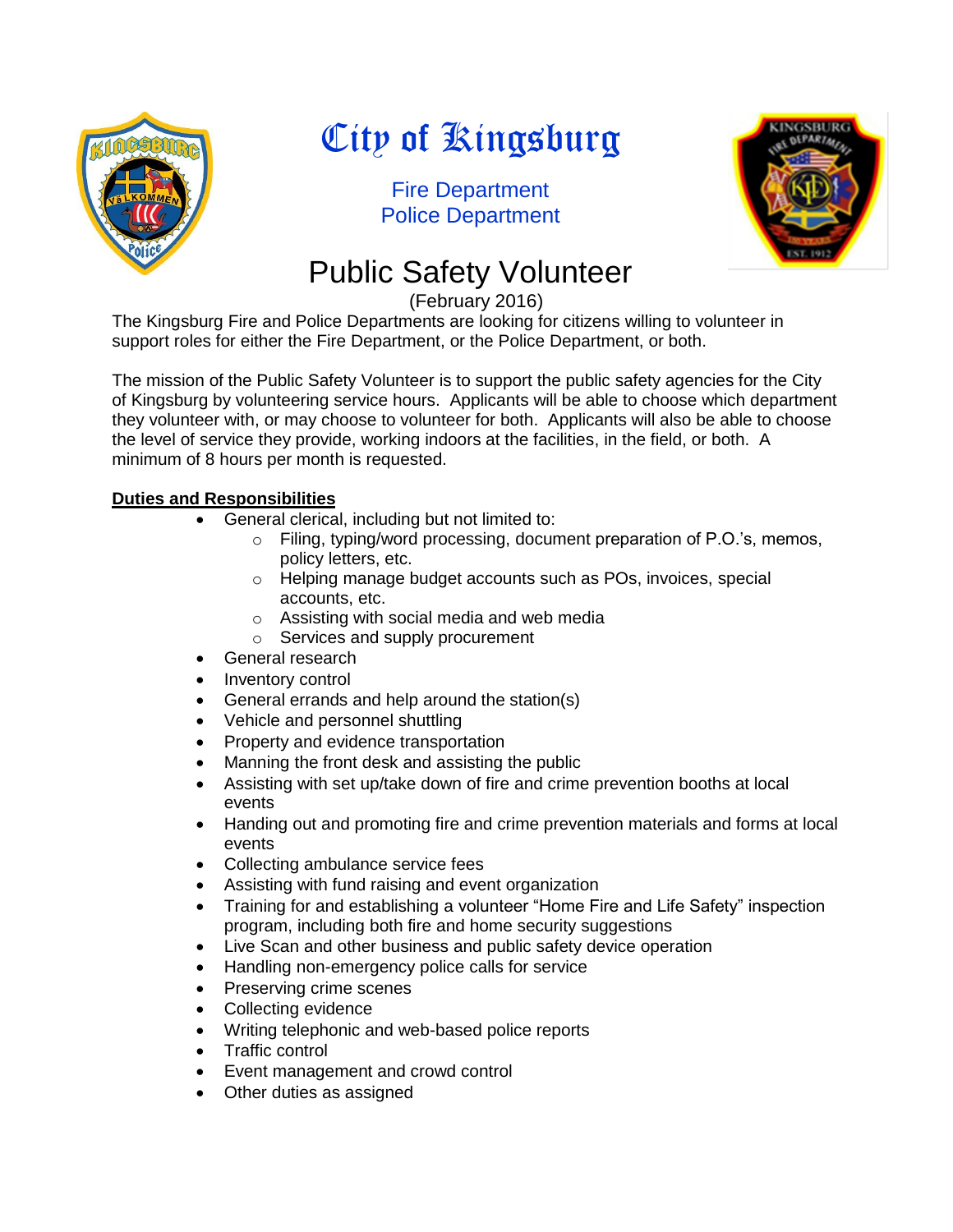# City of Kingsburg

Fire Department
Police Department

## Public Safety Volunteer

(February 2016)

The Kingsburg Fire and Police Departments are looking for citizens willing to volunteer in support roles for either the Fire Department, or the Police Department, or both.

The mission of the Public Safety Volunteer is to support the public safety agencies for the City of Kingsburg by volunteering service hours. Applicants will be able to choose which department they volunteer with, or may choose to volunteer for both. Applicants will also be able to choose the level of service they provide, working indoors at the facilities, in the field, or both. A minimum of 8 hours per month is requested.

**Duties and Responsibilities**

- General clerical, including but not limited to:
  - Filing, typing/word processing, document preparation of P.O.'s, memos, policy letters, etc.
  - Helping manage budget accounts such as POs, invoices, special accounts, etc.
  - Assisting with social media and web media
  - Services and supply procurement
- General research
- Inventory control
- General errands and help around the station(s)
- Vehicle and personnel shuttling
- Property and evidence transportation
- Manning the front desk and assisting the public
- Assisting with set up/take down of fire and crime prevention booths at local events
- Handing out and promoting fire and crime prevention materials and forms at local events
- Collecting ambulance service fees
- Assisting with fund raising and event organization
- Training for and establishing a volunteer "Home Fire and Life Safety" inspection program, including both fire and home security suggestions
- Live Scan and other business and public safety device operation
- Handling non-emergency police calls for service
- Preserving crime scenes
- Collecting evidence
- Writing telephonic and web-based police reports
- Traffic control
- Event management and crowd control
- Other duties as assigned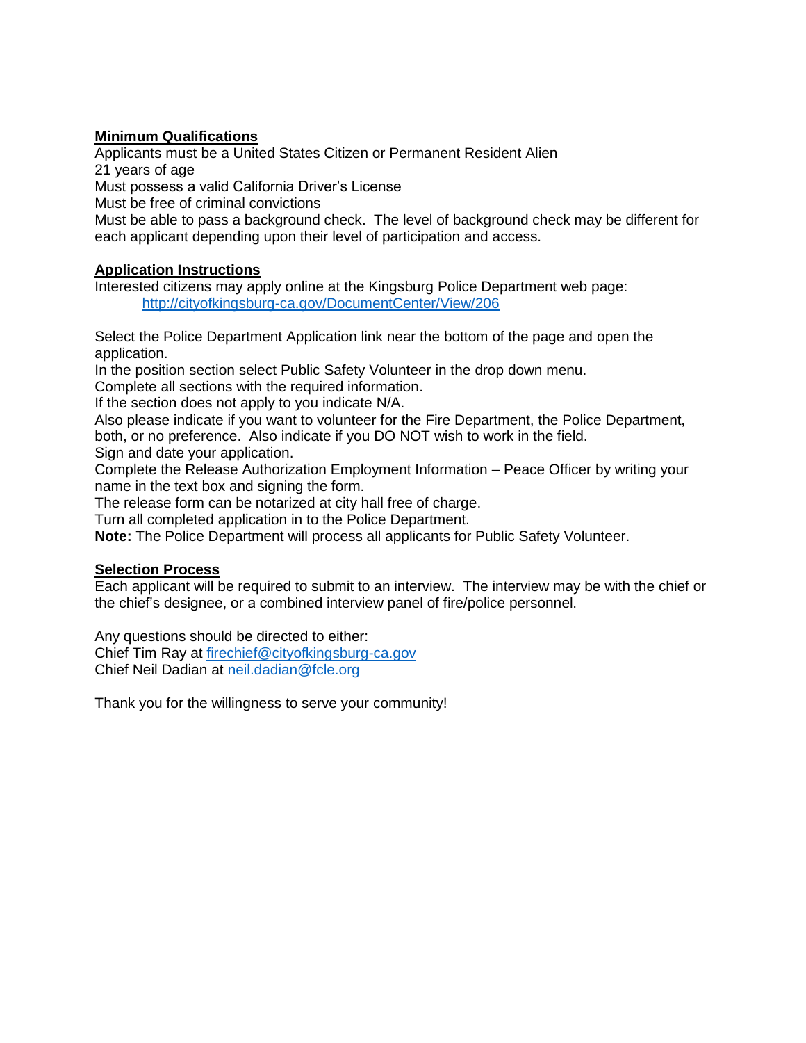## Minimum Qualifications

Applicants must be a United States Citizen or Permanent Resident Alien
21 years of age
Must possess a valid California Driver's License
Must be free of criminal convictions
Must be able to pass a background check. The level of background check may be different for each applicant depending upon their level of participation and access.

## Application Instructions

Interested citizens may apply online at the Kingsburg Police Department web page:
http://cityofkingsburg-ca.gov/DocumentCenter/View/206

Select the Police Department Application link near the bottom of the page and open the application.
In the position section select Public Safety Volunteer in the drop down menu.
Complete all sections with the required information.
If the section does not apply to you indicate N/A.
Also please indicate if you want to volunteer for the Fire Department, the Police Department, both, or no preference. Also indicate if you DO NOT wish to work in the field.
Sign and date your application.
Complete the Release Authorization Employment Information – Peace Officer by writing your name in the text box and signing the form.
The release form can be notarized at city hall free of charge.
Turn all completed application in to the Police Department.
**Note:** The Police Department will process all applicants for Public Safety Volunteer.

## Selection Process

Each applicant will be required to submit to an interview. The interview may be with the chief or the chief's designee, or a combined interview panel of fire/police personnel.

Any questions should be directed to either:
Chief Tim Ray at firechief@cityofkingsburg-ca.gov
Chief Neil Dadian at neil.dadian@fcle.org

Thank you for the willingness to serve your community!